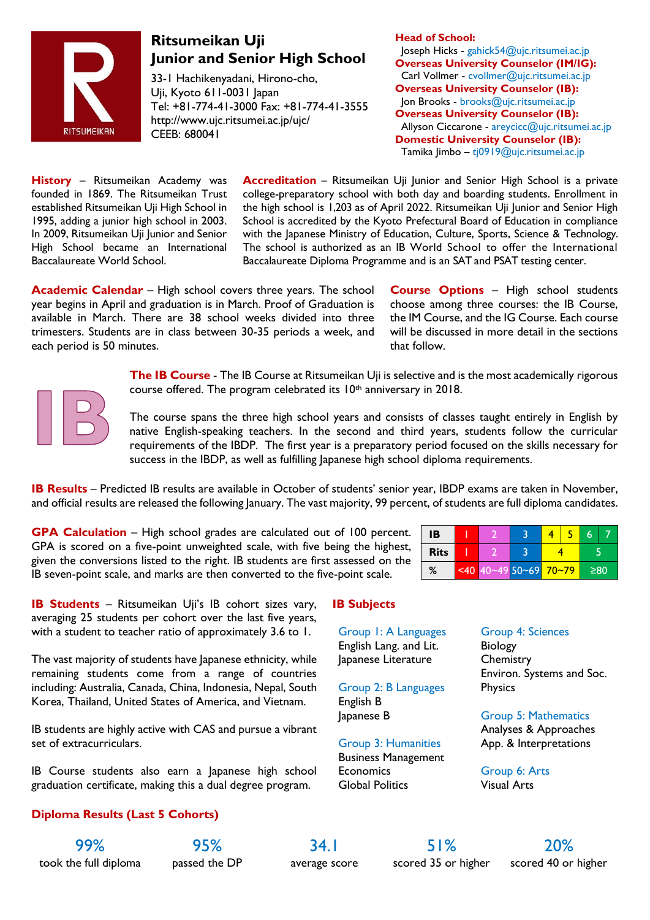# Ritsumeikan Uji Junior and Senior High School

33-1 Hachikenyadani, Hirono-cho,
Uji, Kyoto 611-0031 Japan
Tel: +81-774-41-3000 Fax: +81-774-41-3555
http://www.ujc.ritsumei.ac.jp/ujc/
CEEB: 680041

**Head of School:**
Joseph Hicks - gahick54@ujc.ritsumei.ac.jp

**Overseas University Counselor (IM/IG):**
Carl Vollmer - cvollmer@ujc.ritsumei.ac.jp

**Overseas University Counselor (IB):**
Jon Brooks - brooks@ujc.ritsumei.ac.jp

**Overseas University Counselor (IB):**
Allyson Ciccarone - areycicc@ujc.ritsumei.ac.jp

**Domestic University Counselor (IB):**
Tamika Jimbo – tj0919@ujc.ritsumei.ac.jp

**History** – Ritsumeikan Academy was founded in 1869. The Ritsumeikan Trust established Ritsumeikan Uji High School in 1995, adding a junior high school in 2003. In 2009, Ritsumeikan Uji Junior and Senior High School became an International Baccalaureate World School.

**Accreditation** – Ritsumeikan Uji Junior and Senior High School is a private college-preparatory school with both day and boarding students. Enrollment in the high school is 1,203 as of April 2022. Ritsumeikan Uji Junior and Senior High School is accredited by the Kyoto Prefectural Board of Education in compliance with the Japanese Ministry of Education, Culture, Sports, Science & Technology. The school is authorized as an IB World School to offer the International Baccalaureate Diploma Programme and is an SAT and PSAT testing center.

**Academic Calendar** – High school covers three years. The school year begins in April and graduation is in March. Proof of Graduation is available in March. There are 38 school weeks divided into three trimesters. Students are in class between 30-35 periods a week, and each period is 50 minutes.

**Course Options** – High school students choose among three courses: the IB Course, the IM Course, and the IG Course. Each course will be discussed in more detail in the sections that follow.

**The IB Course** - The IB Course at Ritsumeikan Uji is selective and is the most academically rigorous course offered. The program celebrated its 10th anniversary in 2018.

The course spans the three high school years and consists of classes taught entirely in English by native English-speaking teachers. In the second and third years, students follow the curricular requirements of the IBDP. The first year is a preparatory period focused on the skills necessary for success in the IBDP, as well as fulfilling Japanese high school diploma requirements.

**IB Results** – Predicted IB results are available in October of students' senior year, IBDP exams are taken in November, and official results are released the following January. The vast majority, 99 percent, of students are full diploma candidates.

**GPA Calculation** – High school grades are calculated out of 100 percent. GPA is scored on a five-point unweighted scale, with five being the highest, given the conversions listed to the right. IB students are first assessed on the IB seven-point scale, and marks are then converted to the five-point scale.

| IB | 1 | 2 | 3 | 4 | 5 | 6 | 7 |
|---|---|---|---|---|---|---|---|
| Rits | 1 | 2 | 3 | 4 | | 5 | |
| % | <40 | 40~49 | 50~69 | 70~79 | | ≥80 | |

**IB Students** – Ritsumeikan Uji's IB cohort sizes vary, averaging 25 students per cohort over the last five years, with a student to teacher ratio of approximately 3.6 to 1.

The vast majority of students have Japanese ethnicity, while remaining students come from a range of countries including: Australia, Canada, China, Indonesia, Nepal, South Korea, Thailand, United States of America, and Vietnam.

IB students are highly active with CAS and pursue a vibrant set of extracurriculars.

IB Course students also earn a Japanese high school graduation certificate, making this a dual degree program.

**IB Subjects**

Group 1: A Languages
- English Lang. and Lit.
- Japanese Literature

Group 2: B Languages
- English B
- Japanese B

Group 3: Humanities
- Business Management
- Economics
- Global Politics

Group 4: Sciences
- Biology
- Chemistry
- Environ. Systems and Soc.
- Physics

Group 5: Mathematics
- Analyses & Approaches
- App. & Interpretations

Group 6: Arts
- Visual Arts

**Diploma Results (Last 5 Cohorts)**

| 99% | 95% | 34.1 | 51% | 20% |
|---|---|---|---|---|
| took the full diploma | passed the DP | average score | scored 35 or higher | scored 40 or higher |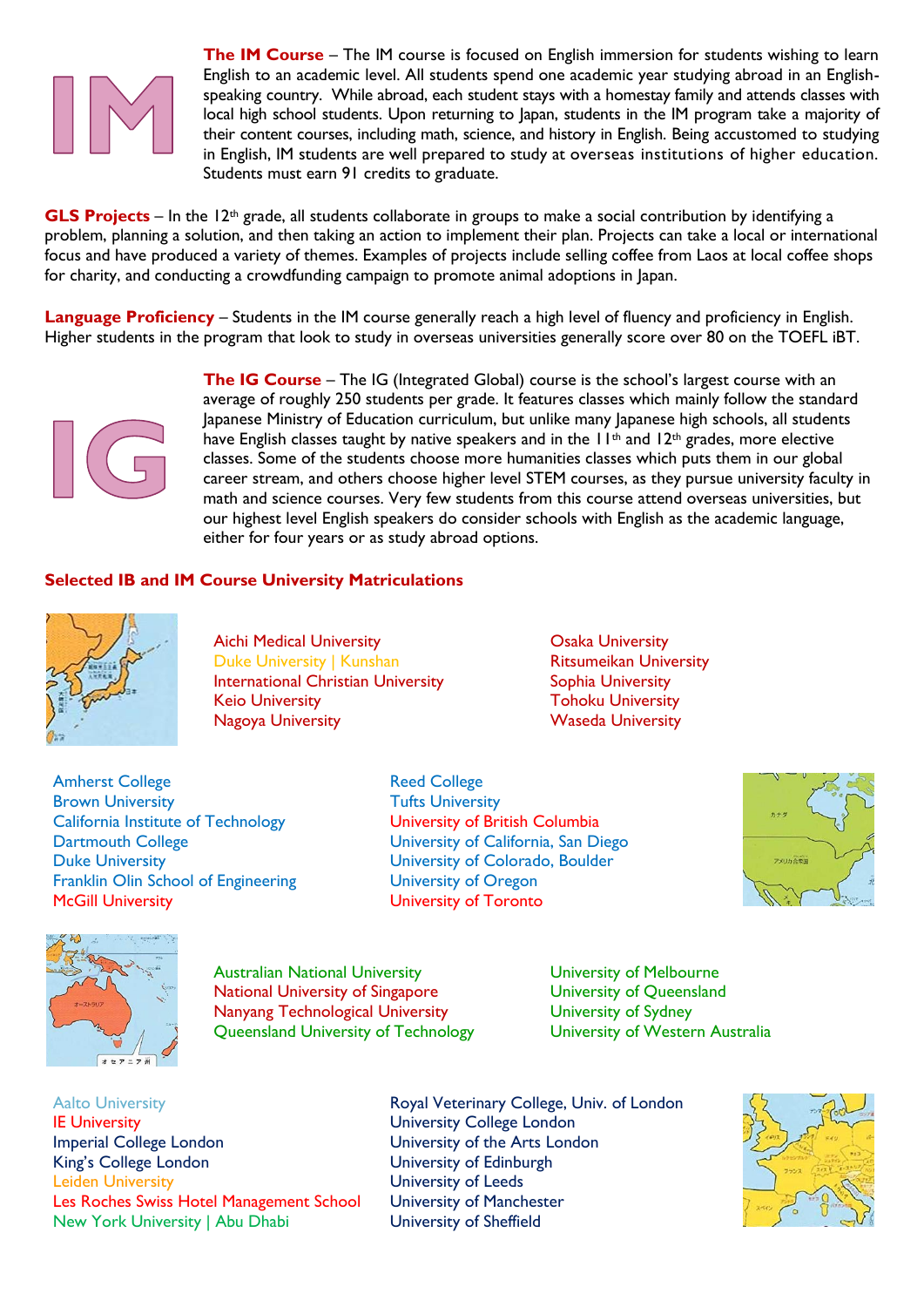# IM

**The IM Course** – The IM course is focused on English immersion for students wishing to learn English to an academic level. All students spend one academic year studying abroad in an English-speaking country. While abroad, each student stays with a homestay family and attends classes with local high school students. Upon returning to Japan, students in the IM program take a majority of their content courses, including math, science, and history in English. Being accustomed to studying in English, IM students are well prepared to study at overseas institutions of higher education. Students must earn 91 credits to graduate.

**GLS Projects** – In the 12th grade, all students collaborate in groups to make a social contribution by identifying a problem, planning a solution, and then taking an action to implement their plan. Projects can take a local or international focus and have produced a variety of themes. Examples of projects include selling coffee from Laos at local coffee shops for charity, and conducting a crowdfunding campaign to promote animal adoptions in Japan.

**Language Proficiency** – Students in the IM course generally reach a high level of fluency and proficiency in English. Higher students in the program that look to study in overseas universities generally score over 80 on the TOEFL iBT.

# IG

**The IG Course** – The IG (Integrated Global) course is the school's largest course with an average of roughly 250 students per grade. It features classes which mainly follow the standard Japanese Ministry of Education curriculum, but unlike many Japanese high schools, all students have English classes taught by native speakers and in the 11th and 12th grades, more elective classes. Some of the students choose more humanities classes which puts them in our global career stream, and others choose higher level STEM courses, as they pursue university faculty in math and science courses. Very few students from this course attend overseas universities, but our highest level English speakers do consider schools with English as the academic language, either for four years or as study abroad options.

**Selected IB and IM Course University Matriculations**

Aichi Medical University
Duke University | Kunshan
International Christian University
Keio University
Nagoya University
Osaka University
Ritsumeikan University
Sophia University
Tohoku University
Waseda University

Amherst College
Brown University
California Institute of Technology
Dartmouth College
Duke University
Franklin Olin School of Engineering
McGill University
Reed College
Tufts University
University of British Columbia
University of California, San Diego
University of Colorado, Boulder
University of Oregon
University of Toronto

Australian National University
National University of Singapore
Nanyang Technological University
Queensland University of Technology
University of Melbourne
University of Queensland
University of Sydney
University of Western Australia

Aalto University
IE University
Imperial College London
King's College London
Leiden University
Les Roches Swiss Hotel Management School
New York University | Abu Dhabi
Royal Veterinary College, Univ. of London
University College London
University of the Arts London
University of Edinburgh
University of Leeds
University of Manchester
University of Sheffield